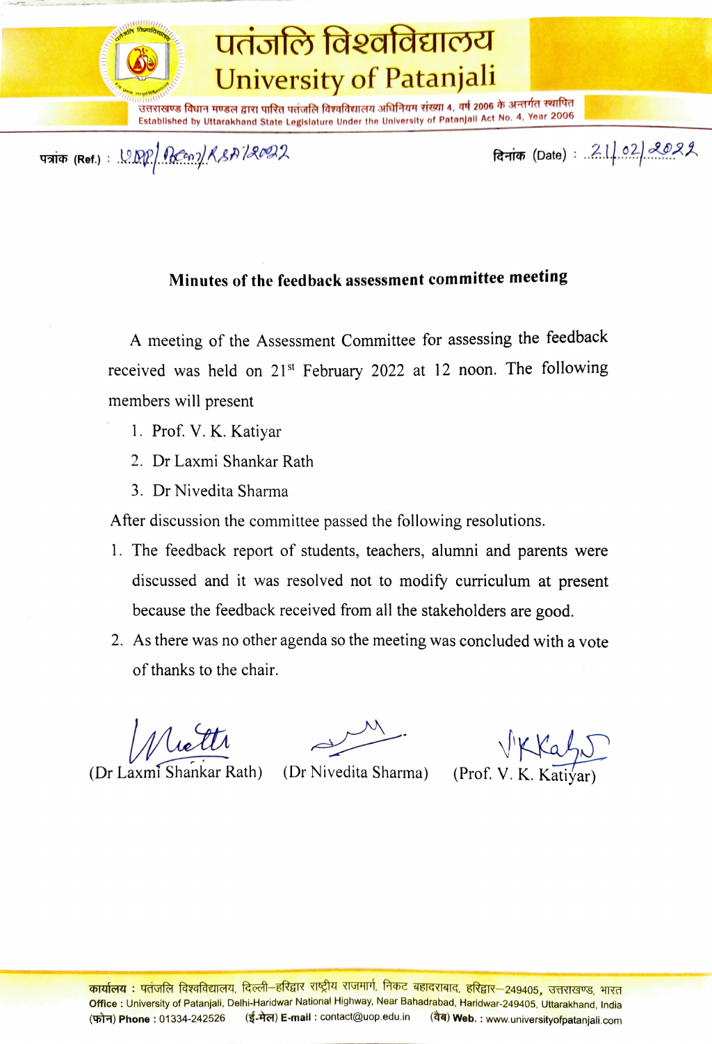# पतंजलि विश्वविद्यालय
# University of Patanjali

उत्तराखण्ड विधान मण्डल द्वारा पारित पतंजलि विश्वविद्यालय अधिनियम संख्या 4, वर्ष 2006 के अन्तर्गत स्थापित
Established by Uttarakhand State Legislature Under the University of Patanjali Act No. 4, Year 2006

पत्रांक (Ref.) : UOP/Acem/KSA/2022 दिनांक (Date) : 21/02/2022

## Minutes of the feedback assessment committee meeting

A meeting of the Assessment Committee for assessing the feedback received was held on 21st February 2022 at 12 noon. The following members will present

1. Prof. V. K. Katiyar
2. Dr Laxmi Shankar Rath
3. Dr Nivedita Sharma

After discussion the committee passed the following resolutions.

1. The feedback report of students, teachers, alumni and parents were discussed and it was resolved not to modify curriculum at present because the feedback received from all the stakeholders are good.
2. As there was no other agenda so the meeting was concluded with a vote of thanks to the chair.

(Dr Laxmi Shankar Rath) (Dr Nivedita Sharma) (Prof. V. K. Katiyar)

कार्यालय : पतंजलि विश्वविद्यालय, दिल्ली–हरिद्वार राष्ट्रीय राजमार्ग, निकट बहादराबाद, हरिद्वार–249405, उत्तराखण्ड, भारत
Office : University of Patanjali, Delhi-Haridwar National Highway, Near Bahadrabad, Haridwar-249405, Uttarakhand, India
(फोन) Phone : 01334-242526 (ई-मेल) E-mail : contact@uop.edu.in (वेब) Web. : www.universityofpatanjali.com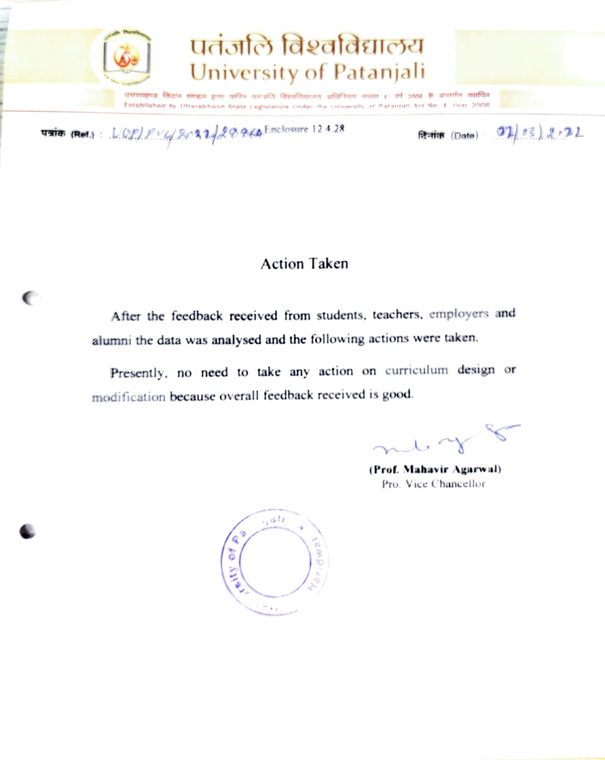# पतंजलि विश्वविद्यालय
# University of Patanjali

Established by Uttarakhand State Legislature Under the University of Patanjali Act No. 4 Year 2006

पत्रांक (Ref.) : UOP/PVC/2022/28960 Enclosure 12.4.28

दिनांक (Date) : 07/03/2022

## Action Taken

After the feedback received from students, teachers, employers and alumni the data was analysed and the following actions were taken.

Presently, no need to take any action on curriculum design or modification because overall feedback received is good.

**(Prof. Mahavir Agarwal)**
Pro. Vice Chancellor